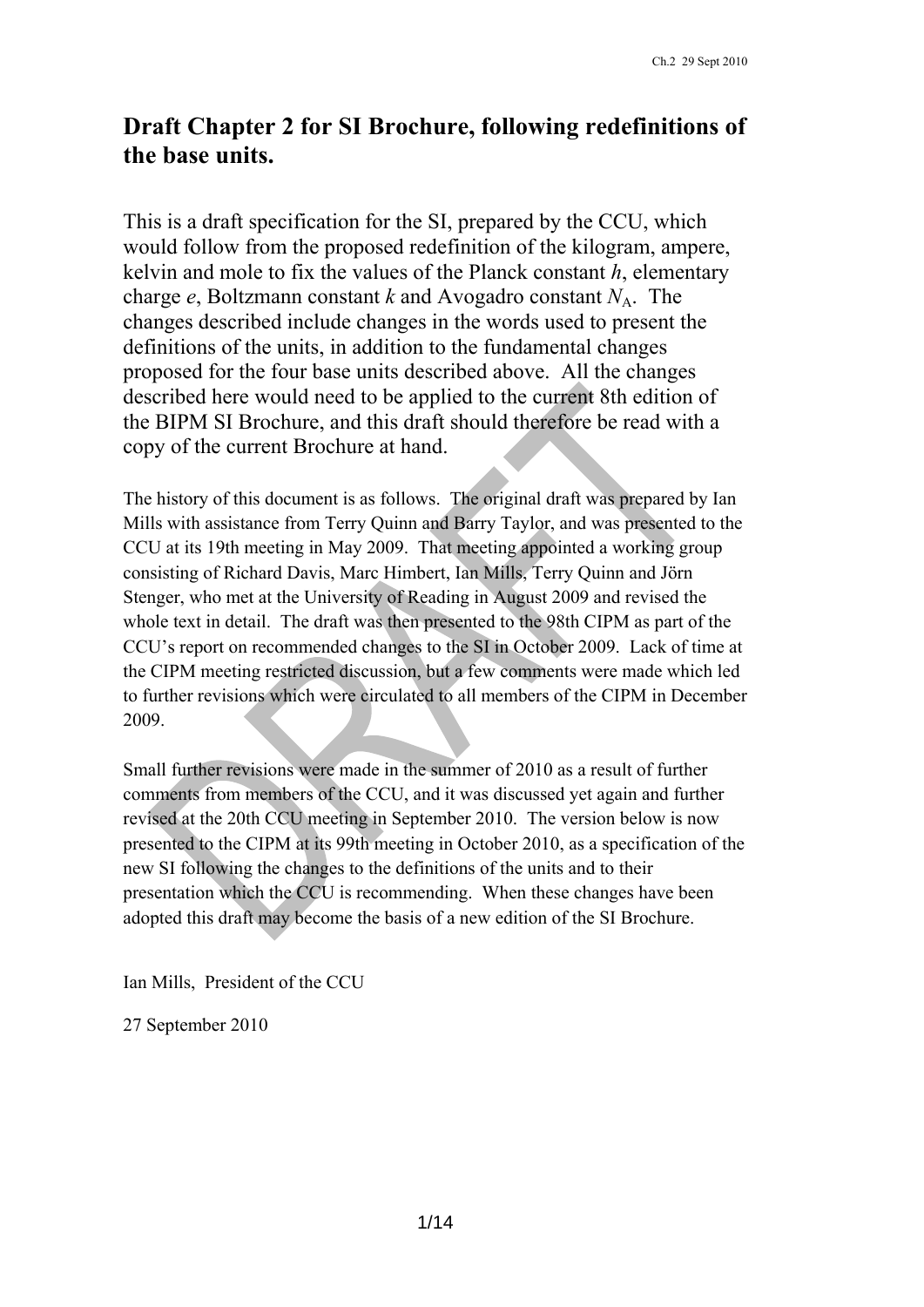# Draft Chapter 2 for SI Brochure, following redefinitions of the base units.

This is a draft specification for the SI, prepared by the CCU, which would follow from the proposed redefinition of the kilogram, ampere, kelvin and mole to fix the values of the Planck constant *h*, elementary charge *e*, Boltzmann constant *k* and Avogadro constant $N_A$. The changes described include changes in the words used to present the definitions of the units, in addition to the fundamental changes proposed for the four base units described above. All the changes described here would need to be applied to the current 8th edition of the BIPM SI Brochure, and this draft should therefore be read with a copy of the current Brochure at hand.

The history of this document is as follows. The original draft was prepared by Ian Mills with assistance from Terry Quinn and Barry Taylor, and was presented to the CCU at its 19th meeting in May 2009. That meeting appointed a working group consisting of Richard Davis, Marc Himbert, Ian Mills, Terry Quinn and Jörn Stenger, who met at the University of Reading in August 2009 and revised the whole text in detail. The draft was then presented to the 98th CIPM as part of the CCU's report on recommended changes to the SI in October 2009. Lack of time at the CIPM meeting restricted discussion, but a few comments were made which led to further revisions which were circulated to all members of the CIPM in December 2009.

Small further revisions were made in the summer of 2010 as a result of further comments from members of the CCU, and it was discussed yet again and further revised at the 20th CCU meeting in September 2010. The version below is now presented to the CIPM at its 99th meeting in October 2010, as a specification of the new SI following the changes to the definitions of the units and to their presentation which the CCU is recommending. When these changes have been adopted this draft may become the basis of a new edition of the SI Brochure.

Ian Mills, President of the CCU

27 September 2010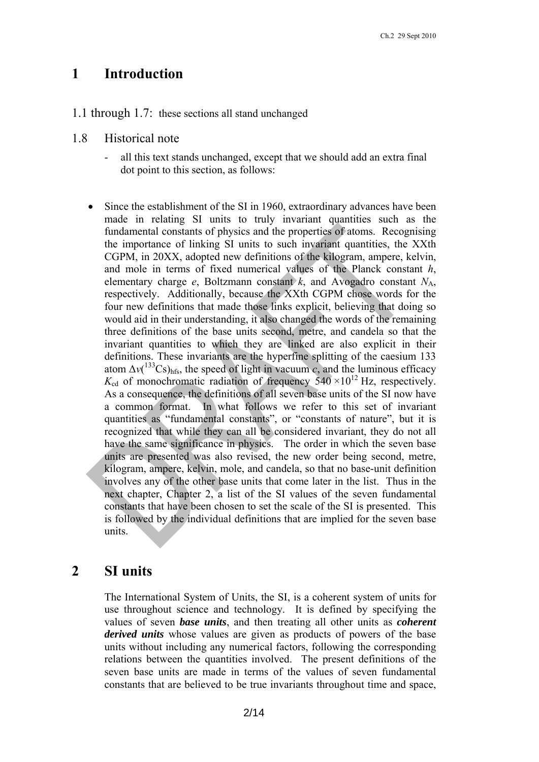# 1 Introduction

1.1 through 1.7: these sections all stand unchanged

## 1.8 Historical note

- all this text stands unchanged, except that we should add an extra final dot point to this section, as follows:

- Since the establishment of the SI in 1960, extraordinary advances have been made in relating SI units to truly invariant quantities such as the fundamental constants of physics and the properties of atoms. Recognising the importance of linking SI units to such invariant quantities, the XXth CGPM, in 20XX, adopted new definitions of the kilogram, ampere, kelvin, and mole in terms of fixed numerical values of the Planck constant $h$, elementary charge $e$, Boltzmann constant $k$, and Avogadro constant $N_A$, respectively. Additionally, because the XXth CGPM chose words for the four new definitions that made those links explicit, believing that doing so would aid in their understanding, it also changed the words of the remaining three definitions of the base units second, metre, and candela so that the invariant quantities to which they are linked are also explicit in their definitions. These invariants are the hyperfine splitting of the caesium 133 atom $\Delta\nu(^{133}\text{Cs})_{\text{hfs}}$, the speed of light in vacuum $c$, and the luminous efficacy $K_{\text{cd}}$ of monochromatic radiation of frequency $540 \times 10^{12}$ Hz, respectively. As a consequence, the definitions of all seven base units of the SI now have a common format. In what follows we refer to this set of invariant quantities as "fundamental constants", or "constants of nature", but it is recognized that while they can all be considered invariant, they do not all have the same significance in physics. The order in which the seven base units are presented was also revised, the new order being second, metre, kilogram, ampere, kelvin, mole, and candela, so that no base-unit definition involves any of the other base units that come later in the list. Thus in the next chapter, Chapter 2, a list of the SI values of the seven fundamental constants that have been chosen to set the scale of the SI is presented. This is followed by the individual definitions that are implied for the seven base units.

# 2 SI units

The International System of Units, the SI, is a coherent system of units for use throughout science and technology. It is defined by specifying the values of seven ***base units***, and then treating all other units as ***coherent derived units*** whose values are given as products of powers of the base units without including any numerical factors, following the corresponding relations between the quantities involved. The present definitions of the seven base units are made in terms of the values of seven fundamental constants that are believed to be true invariants throughout time and space,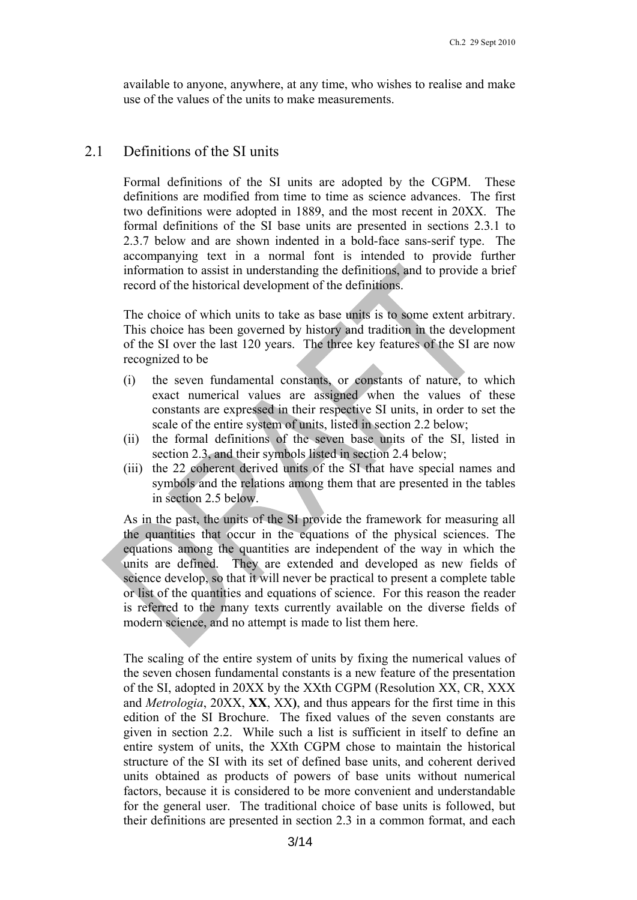available to anyone, anywhere, at any time, who wishes to realise and make use of the values of the units to make measurements.

## 2.1 Definitions of the SI units

Formal definitions of the SI units are adopted by the CGPM. These definitions are modified from time to time as science advances. The first two definitions were adopted in 1889, and the most recent in 20XX. The formal definitions of the SI base units are presented in sections 2.3.1 to 2.3.7 below and are shown indented in a bold-face sans-serif type. The accompanying text in a normal font is intended to provide further information to assist in understanding the definitions, and to provide a brief record of the historical development of the definitions.

The choice of which units to take as base units is to some extent arbitrary. This choice has been governed by history and tradition in the development of the SI over the last 120 years. The three key features of the SI are now recognized to be

(i) the seven fundamental constants, or constants of nature, to which exact numerical values are assigned when the values of these constants are expressed in their respective SI units, in order to set the scale of the entire system of units, listed in section 2.2 below;
(ii) the formal definitions of the seven base units of the SI, listed in section 2.3, and their symbols listed in section 2.4 below;
(iii) the 22 coherent derived units of the SI that have special names and symbols and the relations among them that are presented in the tables in section 2.5 below.

As in the past, the units of the SI provide the framework for measuring all the quantities that occur in the equations of the physical sciences. The equations among the quantities are independent of the way in which the units are defined. They are extended and developed as new fields of science develop, so that it will never be practical to present a complete table or list of the quantities and equations of science. For this reason the reader is referred to the many texts currently available on the diverse fields of modern science, and no attempt is made to list them here.

The scaling of the entire system of units by fixing the numerical values of the seven chosen fundamental constants is a new feature of the presentation of the SI, adopted in 20XX by the XXth CGPM (Resolution XX, CR, XXX and *Metrologia*, 20XX, **XX**, XX**)**, and thus appears for the first time in this edition of the SI Brochure. The fixed values of the seven constants are given in section 2.2. While such a list is sufficient in itself to define an entire system of units, the XXth CGPM chose to maintain the historical structure of the SI with its set of defined base units, and coherent derived units obtained as products of powers of base units without numerical factors, because it is considered to be more convenient and understandable for the general user. The traditional choice of base units is followed, but their definitions are presented in section 2.3 in a common format, and each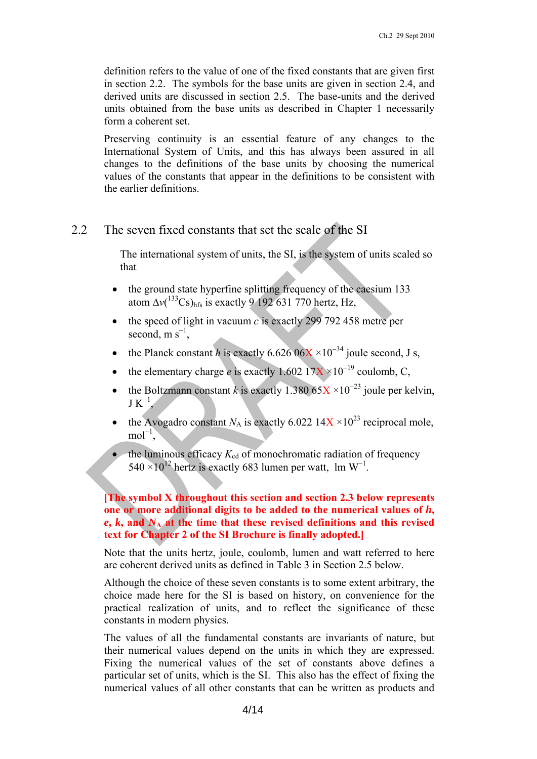definition refers to the value of one of the fixed constants that are given first in section 2.2. The symbols for the base units are given in section 2.4, and derived units are discussed in section 2.5. The base-units and the derived units obtained from the base units as described in Chapter 1 necessarily form a coherent set.

Preserving continuity is an essential feature of any changes to the International System of Units, and this has always been assured in all changes to the definitions of the base units by choosing the numerical values of the constants that appear in the definitions to be consistent with the earlier definitions.

## 2.2 The seven fixed constants that set the scale of the SI

The international system of units, the SI, is the system of units scaled so that

- the ground state hyperfine splitting frequency of the caesium 133 atom $\Delta\nu(^{133}\text{Cs})_{\text{hfs}}$ is exactly 9 192 631 770 hertz, Hz,
- the speed of light in vacuum $c$ is exactly 299 792 458 metre per second, m s$^{-1}$,
- the Planck constant $h$ is exactly 6.626 06X $\times 10^{-34}$ joule second, J s,
- the elementary charge $e$ is exactly 1.602 17X $\times 10^{-19}$ coulomb, C,
- the Boltzmann constant $k$ is exactly 1.380 65X $\times 10^{-23}$ joule per kelvin, J K$^{-1}$,
- the Avogadro constant $N_{\text{A}}$ is exactly 6.022 14X $\times 10^{23}$ reciprocal mole, mol$^{-1}$,
- the luminous efficacy $K_{\text{cd}}$ of monochromatic radiation of frequency 540 $\times 10^{12}$ hertz is exactly 683 lumen per watt, lm W$^{-1}$.

**[The symbol X throughout this section and section 2.3 below represents one or more additional digits to be added to the numerical values of *h*, *e*, *k*, and $N_{\text{A}}$ at the time that these revised definitions and this revised text for Chapter 2 of the SI Brochure is finally adopted.]**

Note that the units hertz, joule, coulomb, lumen and watt referred to here are coherent derived units as defined in Table 3 in Section 2.5 below.

Although the choice of these seven constants is to some extent arbitrary, the choice made here for the SI is based on history, on convenience for the practical realization of units, and to reflect the significance of these constants in modern physics.

The values of all the fundamental constants are invariants of nature, but their numerical values depend on the units in which they are expressed. Fixing the numerical values of the set of constants above defines a particular set of units, which is the SI. This also has the effect of fixing the numerical values of all other constants that can be written as products and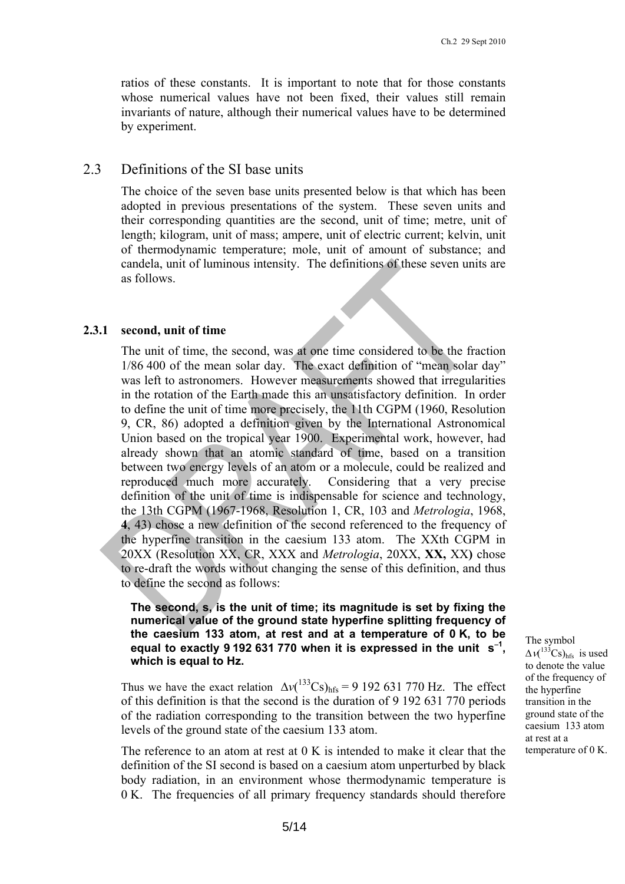ratios of these constants. It is important to note that for those constants whose numerical values have not been fixed, their values still remain invariants of nature, although their numerical values have to be determined by experiment.

## 2.3 Definitions of the SI base units

The choice of the seven base units presented below is that which has been adopted in previous presentations of the system. These seven units and their corresponding quantities are the second, unit of time; metre, unit of length; kilogram, unit of mass; ampere, unit of electric current; kelvin, unit of thermodynamic temperature; mole, unit of amount of substance; and candela, unit of luminous intensity. The definitions of these seven units are as follows.

### 2.3.1 second, unit of time

The unit of time, the second, was at one time considered to be the fraction 1/86 400 of the mean solar day. The exact definition of "mean solar day" was left to astronomers. However measurements showed that irregularities in the rotation of the Earth made this an unsatisfactory definition. In order to define the unit of time more precisely, the 11th CGPM (1960, Resolution 9, CR, 86) adopted a definition given by the International Astronomical Union based on the tropical year 1900. Experimental work, however, had already shown that an atomic standard of time, based on a transition between two energy levels of an atom or a molecule, could be realized and reproduced much more accurately. Considering that a very precise definition of the unit of time is indispensable for science and technology, the 13th CGPM (1967-1968, Resolution 1, CR, 103 and *Metrologia*, 1968, **4**, 43) chose a new definition of the second referenced to the frequency of the hyperfine transition in the caesium 133 atom. The XXth CGPM in 20XX (Resolution XX, CR, XXX and *Metrologia*, 20XX, **XX,** XX**)** chose to re-draft the words without changing the sense of this definition, and thus to define the second as follows:

> **The second, s, is the unit of time; its magnitude is set by fixing the numerical value of the ground state hyperfine splitting frequency of the caesium 133 atom, at rest and at a temperature of 0 K, to be equal to exactly 9 192 631 770 when it is expressed in the unit $s^{-1}$, which is equal to Hz.**

The symbol $\Delta\nu(^{133}\mathrm{Cs})_{\mathrm{hfs}}$ is used to denote the value of the frequency of the hyperfine transition in the ground state of the caesium 133 atom at rest at a temperature of 0 K.

Thus we have the exact relation $\Delta\nu(^{133}\mathrm{Cs})_{\mathrm{hfs}} = 9\,192\,631\,770$ Hz. The effect of this definition is that the second is the duration of 9 192 631 770 periods of the radiation corresponding to the transition between the two hyperfine levels of the ground state of the caesium 133 atom.

The reference to an atom at rest at 0 K is intended to make it clear that the definition of the SI second is based on a caesium atom unperturbed by black body radiation, in an environment whose thermodynamic temperature is 0 K. The frequencies of all primary frequency standards should therefore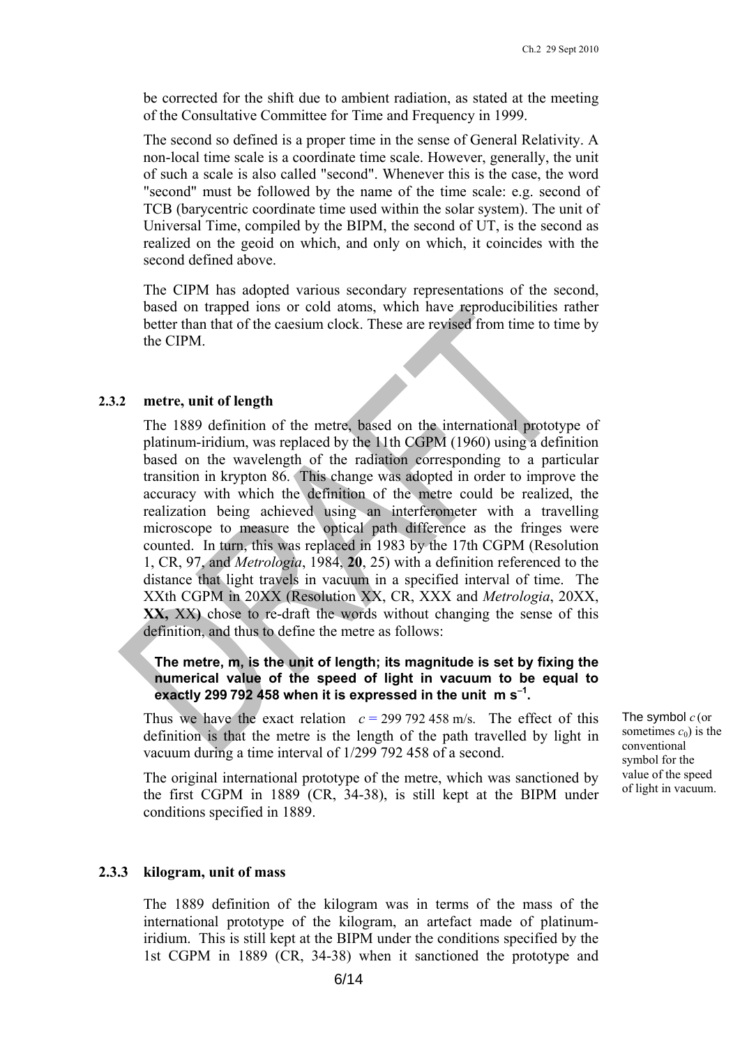be corrected for the shift due to ambient radiation, as stated at the meeting of the Consultative Committee for Time and Frequency in 1999.

The second so defined is a proper time in the sense of General Relativity. A non-local time scale is a coordinate time scale. However, generally, the unit of such a scale is also called "second". Whenever this is the case, the word "second" must be followed by the name of the time scale: e.g. second of TCB (barycentric coordinate time used within the solar system). The unit of Universal Time, compiled by the BIPM, the second of UT, is the second as realized on the geoid on which, and only on which, it coincides with the second defined above.

The CIPM has adopted various secondary representations of the second, based on trapped ions or cold atoms, which have reproducibilities rather better than that of the caesium clock. These are revised from time to time by the CIPM.

### 2.3.2 metre, unit of length

The 1889 definition of the metre, based on the international prototype of platinum-iridium, was replaced by the 11th CGPM (1960) using a definition based on the wavelength of the radiation corresponding to a particular transition in krypton 86. This change was adopted in order to improve the accuracy with which the definition of the metre could be realized, the realization being achieved using an interferometer with a travelling microscope to measure the optical path difference as the fringes were counted. In turn, this was replaced in 1983 by the 17th CGPM (Resolution 1, CR, 97, and *Metrologia*, 1984, **20**, 25) with a definition referenced to the distance that light travels in vacuum in a specified interval of time. The XXth CGPM in 20XX (Resolution XX, CR, XXX and *Metrologia*, 20XX, **XX,** XX) chose to re-draft the words without changing the sense of this definition, and thus to define the metre as follows:

**The metre, m, is the unit of length; its magnitude is set by fixing the numerical value of the speed of light in vacuum to be equal to exactly 299 792 458 when it is expressed in the unit m s$^{-1}$.**

Thus we have the exact relation $c = 299\ 792\ 458$ m/s. The effect of this definition is that the metre is the length of the path travelled by light in vacuum during a time interval of 1/299 792 458 of a second.

The symbol $c$ (or sometimes $c_0$) is the conventional symbol for the value of the speed of light in vacuum.

The original international prototype of the metre, which was sanctioned by the first CGPM in 1889 (CR, 34-38), is still kept at the BIPM under conditions specified in 1889.

### 2.3.3 kilogram, unit of mass

The 1889 definition of the kilogram was in terms of the mass of the international prototype of the kilogram, an artefact made of platinum-iridium. This is still kept at the BIPM under the conditions specified by the 1st CGPM in 1889 (CR, 34-38) when it sanctioned the prototype and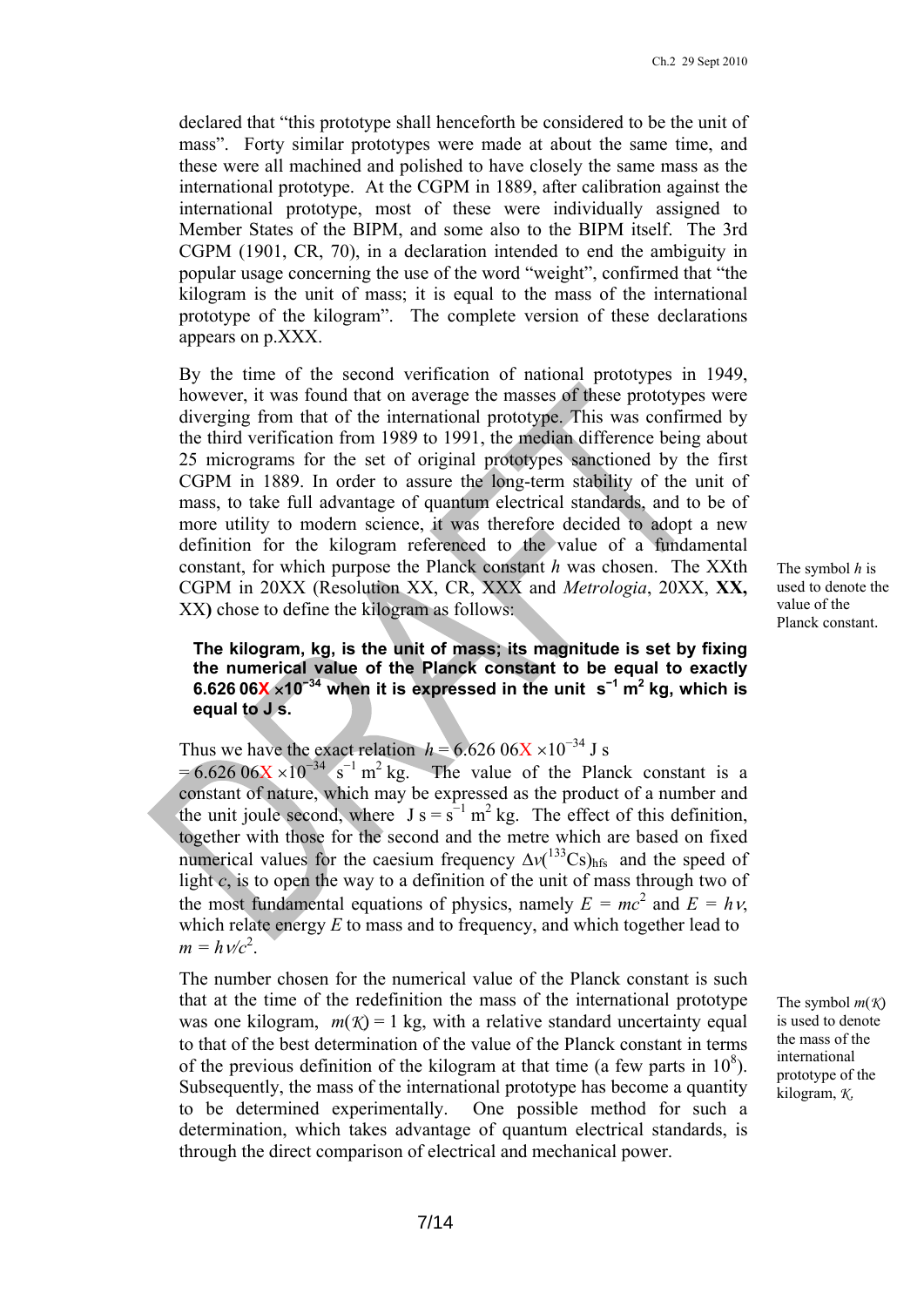declared that "this prototype shall henceforth be considered to be the unit of mass". Forty similar prototypes were made at about the same time, and these were all machined and polished to have closely the same mass as the international prototype. At the CGPM in 1889, after calibration against the international prototype, most of these were individually assigned to Member States of the BIPM, and some also to the BIPM itself. The 3rd CGPM (1901, CR, 70), in a declaration intended to end the ambiguity in popular usage concerning the use of the word "weight", confirmed that "the kilogram is the unit of mass; it is equal to the mass of the international prototype of the kilogram". The complete version of these declarations appears on p.XXX.

By the time of the second verification of national prototypes in 1949, however, it was found that on average the masses of these prototypes were diverging from that of the international prototype. This was confirmed by the third verification from 1989 to 1991, the median difference being about 25 micrograms for the set of original prototypes sanctioned by the first CGPM in 1889. In order to assure the long-term stability of the unit of mass, to take full advantage of quantum electrical standards, and to be of more utility to modern science, it was therefore decided to adopt a new definition for the kilogram referenced to the value of a fundamental constant, for which purpose the Planck constant $h$ was chosen. The XXth CGPM in 20XX (Resolution XX, CR, XXX and *Metrologia*, 20XX, **XX,** XX**)** chose to define the kilogram as follows:

The symbol $h$ is used to denote the value of the Planck constant.

**The kilogram, kg, is the unit of mass; its magnitude is set by fixing the numerical value of the Planck constant to be equal to exactly 6.626 06X $\times 10^{-34}$ when it is expressed in the unit $s^{-1}\ m^2\ kg$, which is equal to J s.**

Thus we have the exact relation $h = 6.626\ 06X \times 10^{-34}$ J s $= 6.626\ 06X \times 10^{-34}\ s^{-1}\ m^2\ kg$. The value of the Planck constant is a constant of nature, which may be expressed as the product of a number and the unit joule second, where $J\ s = s^{-1}\ m^2\ kg$. The effect of this definition, together with those for the second and the metre which are based on fixed numerical values for the caesium frequency $\Delta\nu(^{133}Cs)_{hfs}$ and the speed of light $c$, is to open the way to a definition of the unit of mass through two of the most fundamental equations of physics, namely $E = mc^2$ and $E = h\nu$, which relate energy $E$ to mass and to frequency, and which together lead to $m = h\nu/c^2$.

The number chosen for the numerical value of the Planck constant is such that at the time of the redefinition the mass of the international prototype was one kilogram, $m(\mathcal{K}) = 1$ kg, with a relative standard uncertainty equal to that of the best determination of the value of the Planck constant in terms of the previous definition of the kilogram at that time (a few parts in $10^8$). Subsequently, the mass of the international prototype has become a quantity to be determined experimentally. One possible method for such a determination, which takes advantage of quantum electrical standards, is through the direct comparison of electrical and mechanical power.

The symbol $m(\mathcal{K})$ is used to denote the mass of the international prototype of the kilogram, $\mathcal{K}$.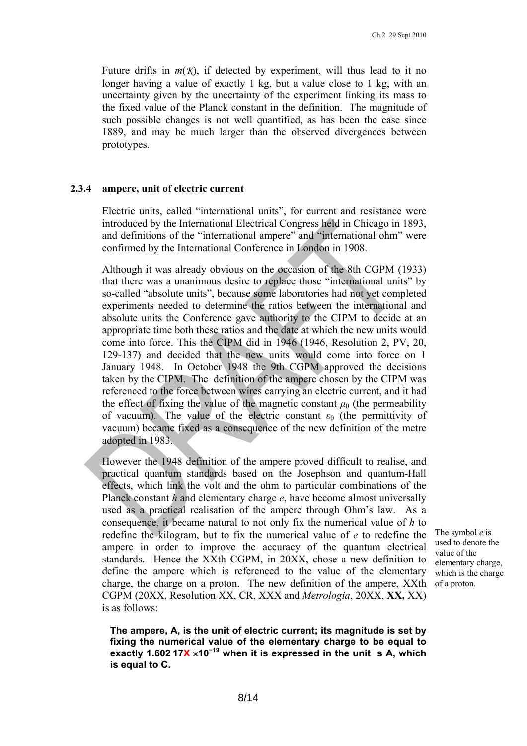Future drifts in $m(\mathcal{K})$, if detected by experiment, will thus lead to it no longer having a value of exactly 1 kg, but a value close to 1 kg, with an uncertainty given by the uncertainty of the experiment linking its mass to the fixed value of the Planck constant in the definition. The magnitude of such possible changes is not well quantified, as has been the case since 1889, and may be much larger than the observed divergences between prototypes.

### 2.3.4 ampere, unit of electric current

Electric units, called "international units", for current and resistance were introduced by the International Electrical Congress held in Chicago in 1893, and definitions of the "international ampere" and "international ohm" were confirmed by the International Conference in London in 1908.

Although it was already obvious on the occasion of the 8th CGPM (1933) that there was a unanimous desire to replace those "international units" by so-called "absolute units", because some laboratories had not yet completed experiments needed to determine the ratios between the international and absolute units the Conference gave authority to the CIPM to decide at an appropriate time both these ratios and the date at which the new units would come into force. This the CIPM did in 1946 (1946, Resolution 2, PV, 20, 129-137) and decided that the new units would come into force on 1 January 1948. In October 1948 the 9th CGPM approved the decisions taken by the CIPM. The definition of the ampere chosen by the CIPM was referenced to the force between wires carrying an electric current, and it had the effect of fixing the value of the magnetic constant $\mu_0$ (the permeability of vacuum). The value of the electric constant $\varepsilon_0$ (the permittivity of vacuum) became fixed as a consequence of the new definition of the metre adopted in 1983.

However the 1948 definition of the ampere proved difficult to realise, and practical quantum standards based on the Josephson and quantum-Hall effects, which link the volt and the ohm to particular combinations of the Planck constant $h$ and elementary charge $e$, have become almost universally used as a practical realisation of the ampere through Ohm's law. As a consequence, it became natural to not only fix the numerical value of $h$ to redefine the kilogram, but to fix the numerical value of $e$ to redefine the ampere in order to improve the accuracy of the quantum electrical standards. Hence the XXth CGPM, in 20XX, chose a new definition to define the ampere which is referenced to the value of the elementary charge, the charge on a proton. The new definition of the ampere, XXth CGPM (20XX, Resolution XX, CR, XXX and *Metrologia*, 20XX, **XX,** XX) is as follows:

The symbol $e$ is used to denote the value of the elementary charge, which is the charge of a proton.

**The ampere, A, is the unit of electric current; its magnitude is set by fixing the numerical value of the elementary charge to be equal to exactly 1.602 17X $\times 10^{-19}$ when it is expressed in the unit s A, which is equal to C.**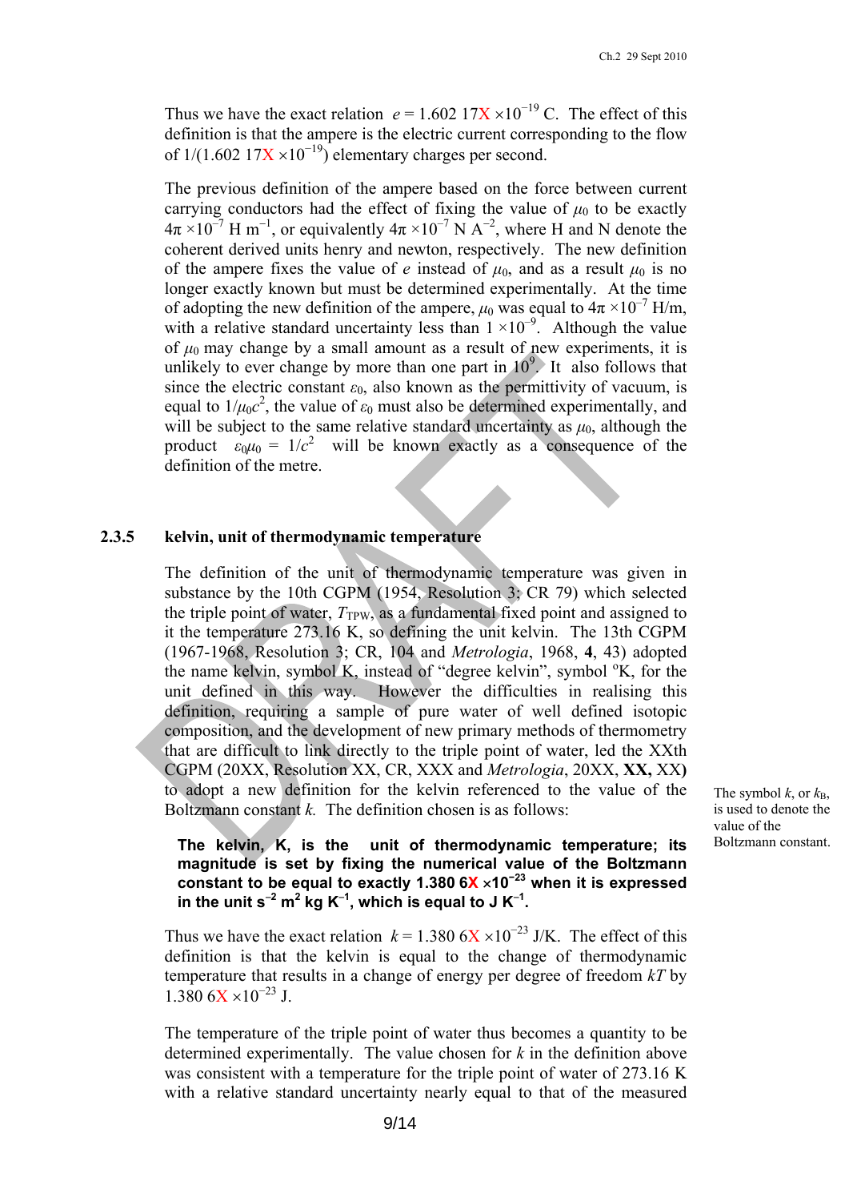Thus we have the exact relation $e = 1.602\ 17X \times 10^{-19}$ C. The effect of this definition is that the ampere is the electric current corresponding to the flow of $1/(1.602\ 17X \times 10^{-19})$ elementary charges per second.

The previous definition of the ampere based on the force between current carrying conductors had the effect of fixing the value of $\mu_0$ to be exactly $4\pi \times 10^{-7}$ H m$^{-1}$, or equivalently $4\pi \times 10^{-7}$ N A$^{-2}$, where H and N denote the coherent derived units henry and newton, respectively. The new definition of the ampere fixes the value of $e$ instead of $\mu_0$, and as a result $\mu_0$ is no longer exactly known but must be determined experimentally. At the time of adopting the new definition of the ampere, $\mu_0$ was equal to $4\pi \times 10^{-7}$ H/m, with a relative standard uncertainty less than $1 \times 10^{-9}$. Although the value of $\mu_0$ may change by a small amount as a result of new experiments, it is unlikely to ever change by more than one part in $10^9$. It also follows that since the electric constant $\varepsilon_0$, also known as the permittivity of vacuum, is equal to $1/\mu_0 c^2$, the value of $\varepsilon_0$ must also be determined experimentally, and will be subject to the same relative standard uncertainty as $\mu_0$, although the product $\varepsilon_0\mu_0 = 1/c^2$ will be known exactly as a consequence of the definition of the metre.

### 2.3.5 kelvin, unit of thermodynamic temperature

The definition of the unit of thermodynamic temperature was given in substance by the 10th CGPM (1954, Resolution 3; CR 79) which selected the triple point of water, $T_{\mathrm{TPW}}$, as a fundamental fixed point and assigned to it the temperature 273.16 K, so defining the unit kelvin. The 13th CGPM (1967-1968, Resolution 3; CR, 104 and *Metrologia*, 1968, **4**, 43) adopted the name kelvin, symbol K, instead of "degree kelvin", symbol °K, for the unit defined in this way. However the difficulties in realising this definition, requiring a sample of pure water of well defined isotopic composition, and the development of new primary methods of thermometry that are difficult to link directly to the triple point of water, led the XXth CGPM (20XX, Resolution XX, CR, XXX and *Metrologia*, 20XX, **XX,** XX**)** to adopt a new definition for the kelvin referenced to the value of the Boltzmann constant $k$. The definition chosen is as follows:

The symbol $k$, or $k_{\mathrm{B}}$, is used to denote the value of the Boltzmann constant.

**The kelvin, K, is the unit of thermodynamic temperature; its magnitude is set by fixing the numerical value of the Boltzmann constant to be equal to exactly 1.380 6X ×10$^{-23}$ when it is expressed in the unit s$^{-2}$ m$^2$ kg K$^{-1}$, which is equal to J K$^{-1}$.**

Thus we have the exact relation $k = 1.380\ 6X \times 10^{-23}$ J/K. The effect of this definition is that the kelvin is equal to the change of thermodynamic temperature that results in a change of energy per degree of freedom $kT$ by $1.380\ 6X \times 10^{-23}$ J.

The temperature of the triple point of water thus becomes a quantity to be determined experimentally. The value chosen for $k$ in the definition above was consistent with a temperature for the triple point of water of 273.16 K with a relative standard uncertainty nearly equal to that of the measured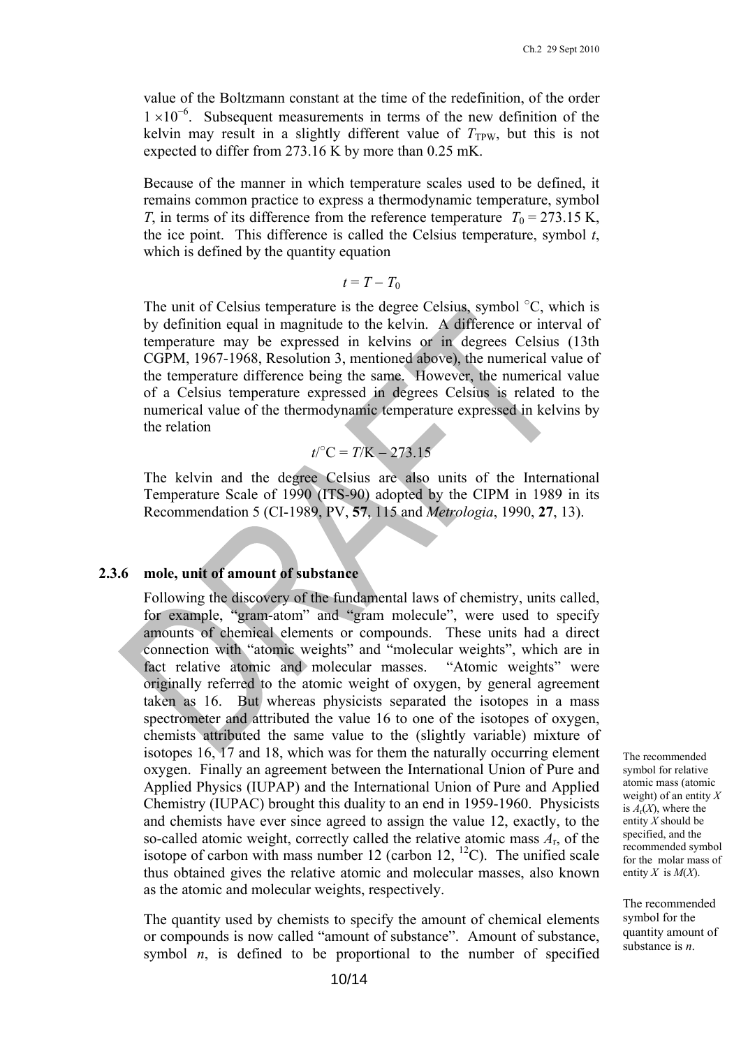value of the Boltzmann constant at the time of the redefinition, of the order $1 \times 10^{-6}$. Subsequent measurements in terms of the new definition of the kelvin may result in a slightly different value of $T_{\mathrm{TPW}}$, but this is not expected to differ from 273.16 K by more than 0.25 mK.

Because of the manner in which temperature scales used to be defined, it remains common practice to express a thermodynamic temperature, symbol $T$, in terms of its difference from the reference temperature $T_0 = 273.15$ K, the ice point. This difference is called the Celsius temperature, symbol $t$, which is defined by the quantity equation

$$t = T - T_0$$

The unit of Celsius temperature is the degree Celsius, symbol °C, which is by definition equal in magnitude to the kelvin. A difference or interval of temperature may be expressed in kelvins or in degrees Celsius (13th CGPM, 1967-1968, Resolution 3, mentioned above), the numerical value of the temperature difference being the same. However, the numerical value of a Celsius temperature expressed in degrees Celsius is related to the numerical value of the thermodynamic temperature expressed in kelvins by the relation

$$t/^\circ\mathrm{C} = T/\mathrm{K} - 273.15$$

The kelvin and the degree Celsius are also units of the International Temperature Scale of 1990 (ITS-90) adopted by the CIPM in 1989 in its Recommendation 5 (CI-1989, PV, **57**, 115 and *Metrologia*, 1990, **27**, 13).

### 2.3.6 mole, unit of amount of substance

Following the discovery of the fundamental laws of chemistry, units called, for example, "gram-atom" and "gram molecule", were used to specify amounts of chemical elements or compounds. These units had a direct connection with "atomic weights" and "molecular weights", which are in fact relative atomic and molecular masses. "Atomic weights" were originally referred to the atomic weight of oxygen, by general agreement taken as 16. But whereas physicists separated the isotopes in a mass spectrometer and attributed the value 16 to one of the isotopes of oxygen, chemists attributed the same value to the (slightly variable) mixture of isotopes 16, 17 and 18, which was for them the naturally occurring element oxygen. Finally an agreement between the International Union of Pure and Applied Physics (IUPAP) and the International Union of Pure and Applied Chemistry (IUPAC) brought this duality to an end in 1959-1960. Physicists and chemists have ever since agreed to assign the value 12, exactly, to the so-called atomic weight, correctly called the relative atomic mass $A_r$, of the isotope of carbon with mass number 12 (carbon 12, $^{12}$C). The unified scale thus obtained gives the relative atomic and molecular masses, also known as the atomic and molecular weights, respectively.

The recommended symbol for relative atomic mass (atomic weight) of an entity $X$ is $A_r(X)$, where the entity $X$ should be specified, and the recommended symbol for the molar mass of entity $X$ is $M(X)$.

The quantity used by chemists to specify the amount of chemical elements or compounds is now called "amount of substance". Amount of substance, symbol $n$, is defined to be proportional to the number of specified

The recommended symbol for the quantity amount of substance is $n$.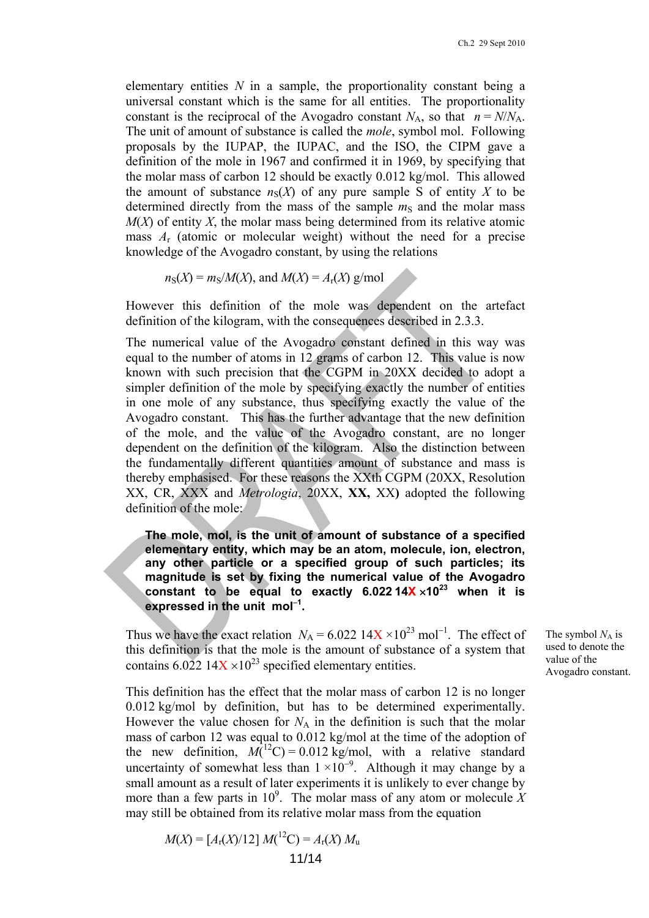elementary entities $N$ in a sample, the proportionality constant being a universal constant which is the same for all entities. The proportionality constant is the reciprocal of the Avogadro constant $N_A$, so that $n = N/N_A$. The unit of amount of substance is called the *mole*, symbol mol. Following proposals by the IUPAP, the IUPAC, and the ISO, the CIPM gave a definition of the mole in 1967 and confirmed it in 1969, by specifying that the molar mass of carbon 12 should be exactly 0.012 kg/mol. This allowed the amount of substance $n_S(X)$ of any pure sample S of entity $X$ to be determined directly from the mass of the sample $m_S$ and the molar mass $M(X)$ of entity $X$, the molar mass being determined from its relative atomic mass $A_r$ (atomic or molecular weight) without the need for a precise knowledge of the Avogadro constant, by using the relations

$$n_S(X) = m_S/M(X), \text{ and } M(X) = A_r(X) \text{ g/mol}$$

However this definition of the mole was dependent on the artefact definition of the kilogram, with the consequences described in 2.3.3.

The numerical value of the Avogadro constant defined in this way was equal to the number of atoms in 12 grams of carbon 12. This value is now known with such precision that the CGPM in 20XX decided to adopt a simpler definition of the mole by specifying exactly the number of entities in one mole of any substance, thus specifying exactly the value of the Avogadro constant. This has the further advantage that the new definition of the mole, and the value of the Avogadro constant, are no longer dependent on the definition of the kilogram. Also the distinction between the fundamentally different quantities amount of substance and mass is thereby emphasised. For these reasons the XXth CGPM (20XX, Resolution XX, CR, XXX and *Metrologia*, 20XX, **XX,** XX**)** adopted the following definition of the mole:

> **The mole, mol, is the unit of amount of substance of a specified elementary entity, which may be an atom, molecule, ion, electron, any other particle or a specified group of such particles; its magnitude is set by fixing the numerical value of the Avogadro constant to be equal to exactly 6.022 14X $\times 10^{23}$ when it is expressed in the unit $\text{mol}^{-1}$.**

Thus we have the exact relation $N_A = 6.022\ 14X \times 10^{23}\ \text{mol}^{-1}$. The effect of this definition is that the mole is the amount of substance of a system that contains 6.022 14X $\times 10^{23}$ specified elementary entities.

The symbol $N_A$ is used to denote the value of the Avogadro constant.

This definition has the effect that the molar mass of carbon 12 is no longer 0.012 kg/mol by definition, but has to be determined experimentally. However the value chosen for $N_A$ in the definition is such that the molar mass of carbon 12 was equal to 0.012 kg/mol at the time of the adoption of the new definition, $M(^{12}\text{C}) = 0.012$ kg/mol, with a relative standard uncertainty of somewhat less than $1 \times 10^{-9}$. Although it may change by a small amount as a result of later experiments it is unlikely to ever change by more than a few parts in $10^9$. The molar mass of any atom or molecule $X$ may still be obtained from its relative molar mass from the equation

$$M(X) = [A_r(X)/12]\ M(^{12}\text{C}) = A_r(X)\ M_u$$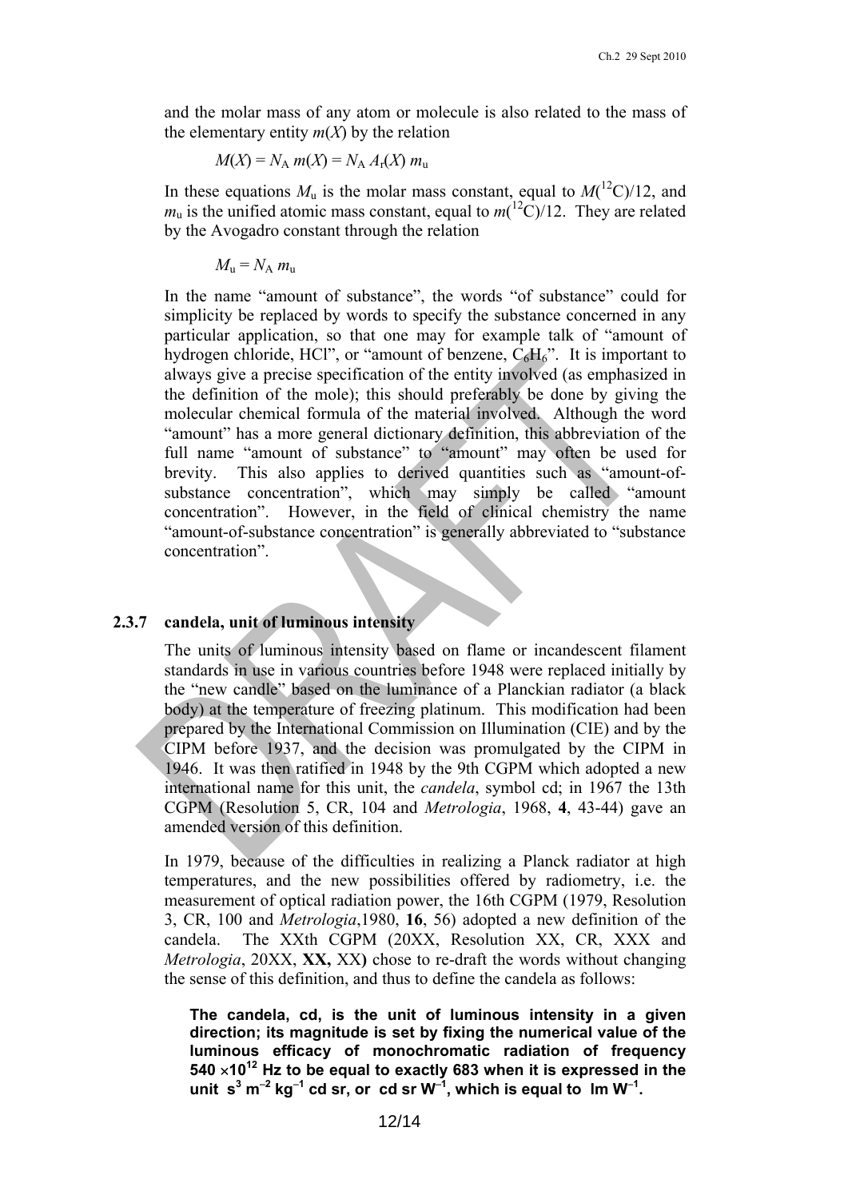and the molar mass of any atom or molecule is also related to the mass of the elementary entity $m(X)$ by the relation

$$M(X) = N_A\, m(X) = N_A\, A_r(X)\, m_u$$

In these equations $M_u$ is the molar mass constant, equal to $M(^{12}C)/12$, and $m_u$ is the unified atomic mass constant, equal to $m(^{12}C)/12$. They are related by the Avogadro constant through the relation

$$M_u = N_A\, m_u$$

In the name "amount of substance", the words "of substance" could for simplicity be replaced by words to specify the substance concerned in any particular application, so that one may for example talk of "amount of hydrogen chloride, HCl", or "amount of benzene, $C_6H_6$". It is important to always give a precise specification of the entity involved (as emphasized in the definition of the mole); this should preferably be done by giving the molecular chemical formula of the material involved. Although the word "amount" has a more general dictionary definition, this abbreviation of the full name "amount of substance" to "amount" may often be used for brevity. This also applies to derived quantities such as "amount-of-substance concentration", which may simply be called "amount concentration". However, in the field of clinical chemistry the name "amount-of-substance concentration" is generally abbreviated to "substance concentration".

### 2.3.7 candela, unit of luminous intensity

The units of luminous intensity based on flame or incandescent filament standards in use in various countries before 1948 were replaced initially by the "new candle" based on the luminance of a Planckian radiator (a black body) at the temperature of freezing platinum. This modification had been prepared by the International Commission on Illumination (CIE) and by the CIPM before 1937, and the decision was promulgated by the CIPM in 1946. It was then ratified in 1948 by the 9th CGPM which adopted a new international name for this unit, the *candela*, symbol cd; in 1967 the 13th CGPM (Resolution 5, CR, 104 and *Metrologia*, 1968, **4**, 43-44) gave an amended version of this definition.

In 1979, because of the difficulties in realizing a Planck radiator at high temperatures, and the new possibilities offered by radiometry, i.e. the measurement of optical radiation power, the 16th CGPM (1979, Resolution 3, CR, 100 and *Metrologia*,1980, **16**, 56) adopted a new definition of the candela. The XXth CGPM (20XX, Resolution XX, CR, XXX and *Metrologia*, 20XX, **XX,** XX**)** chose to re-draft the words without changing the sense of this definition, and thus to define the candela as follows:

**The candela, cd, is the unit of luminous intensity in a given direction; its magnitude is set by fixing the numerical value of the luminous efficacy of monochromatic radiation of frequency 540 $\times 10^{12}$ Hz to be equal to exactly 683 when it is expressed in the unit $s^3\, m^{-2}\, kg^{-1}$ cd sr, or cd sr $W^{-1}$, which is equal to lm $W^{-1}$.**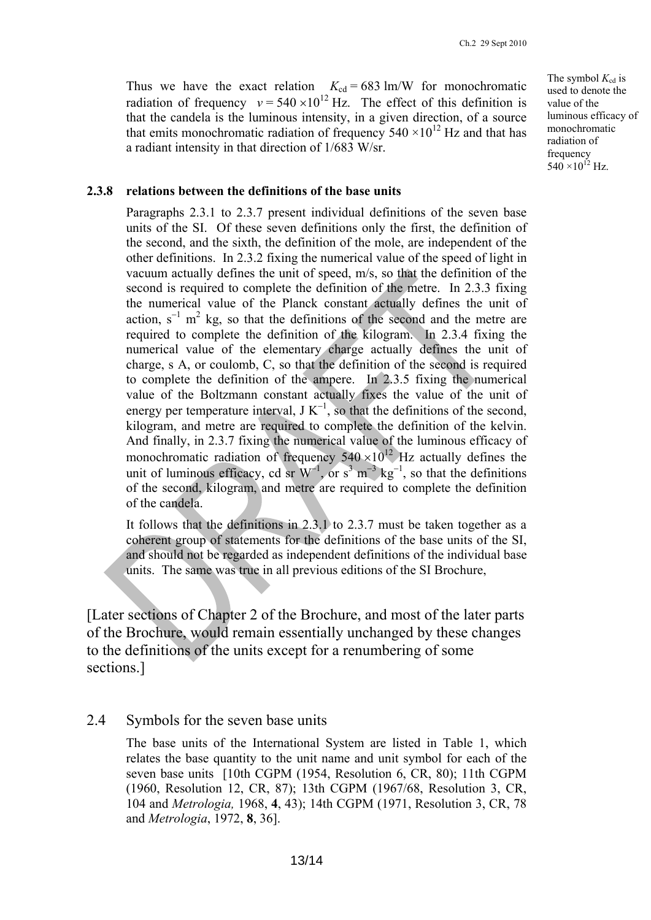Thus we have the exact relation $K_{cd} = 683$ lm/W for monochromatic radiation of frequency $\nu = 540 \times 10^{12}$ Hz. The effect of this definition is that the candela is the luminous intensity, in a given direction, of a source that emits monochromatic radiation of frequency $540 \times 10^{12}$ Hz and that has a radiant intensity in that direction of 1/683 W/sr.

The symbol $K_{cd}$ is used to denote the value of the luminous efficacy of monochromatic radiation of frequency $540 \times 10^{12}$ Hz.

**2.3.8 relations between the definitions of the base units**

Paragraphs 2.3.1 to 2.3.7 present individual definitions of the seven base units of the SI. Of these seven definitions only the first, the definition of the second, and the sixth, the definition of the mole, are independent of the other definitions. In 2.3.2 fixing the numerical value of the speed of light in vacuum actually defines the unit of speed, m/s, so that the definition of the second is required to complete the definition of the metre. In 2.3.3 fixing the numerical value of the Planck constant actually defines the unit of action, $s^{-1}$ $m^2$ kg, so that the definitions of the second and the metre are required to complete the definition of the kilogram. In 2.3.4 fixing the numerical value of the elementary charge actually defines the unit of charge, s A, or coulomb, C, so that the definition of the second is required to complete the definition of the ampere. In 2.3.5 fixing the numerical value of the Boltzmann constant actually fixes the value of the unit of energy per temperature interval, J $K^{-1}$, so that the definitions of the second, kilogram, and metre are required to complete the definition of the kelvin. And finally, in 2.3.7 fixing the numerical value of the luminous efficacy of monochromatic radiation of frequency $540 \times 10^{12}$ Hz actually defines the unit of luminous efficacy, cd sr $W^{-1}$, or $s^3$ $m^{-3}$ $kg^{-1}$, so that the definitions of the second, kilogram, and metre are required to complete the definition of the candela.

It follows that the definitions in 2.3.1 to 2.3.7 must be taken together as a coherent group of statements for the definitions of the base units of the SI, and should not be regarded as independent definitions of the individual base units. The same was true in all previous editions of the SI Brochure,

[Later sections of Chapter 2 of the Brochure, and most of the later parts of the Brochure, would remain essentially unchanged by these changes to the definitions of the units except for a renumbering of some sections.]

## 2.4 Symbols for the seven base units

The base units of the International System are listed in Table 1, which relates the base quantity to the unit name and unit symbol for each of the seven base units [10th CGPM (1954, Resolution 6, CR, 80); 11th CGPM (1960, Resolution 12, CR, 87); 13th CGPM (1967/68, Resolution 3, CR, 104 and *Metrologia,* 1968, **4**, 43); 14th CGPM (1971, Resolution 3, CR, 78 and *Metrologia*, 1972, **8**, 36].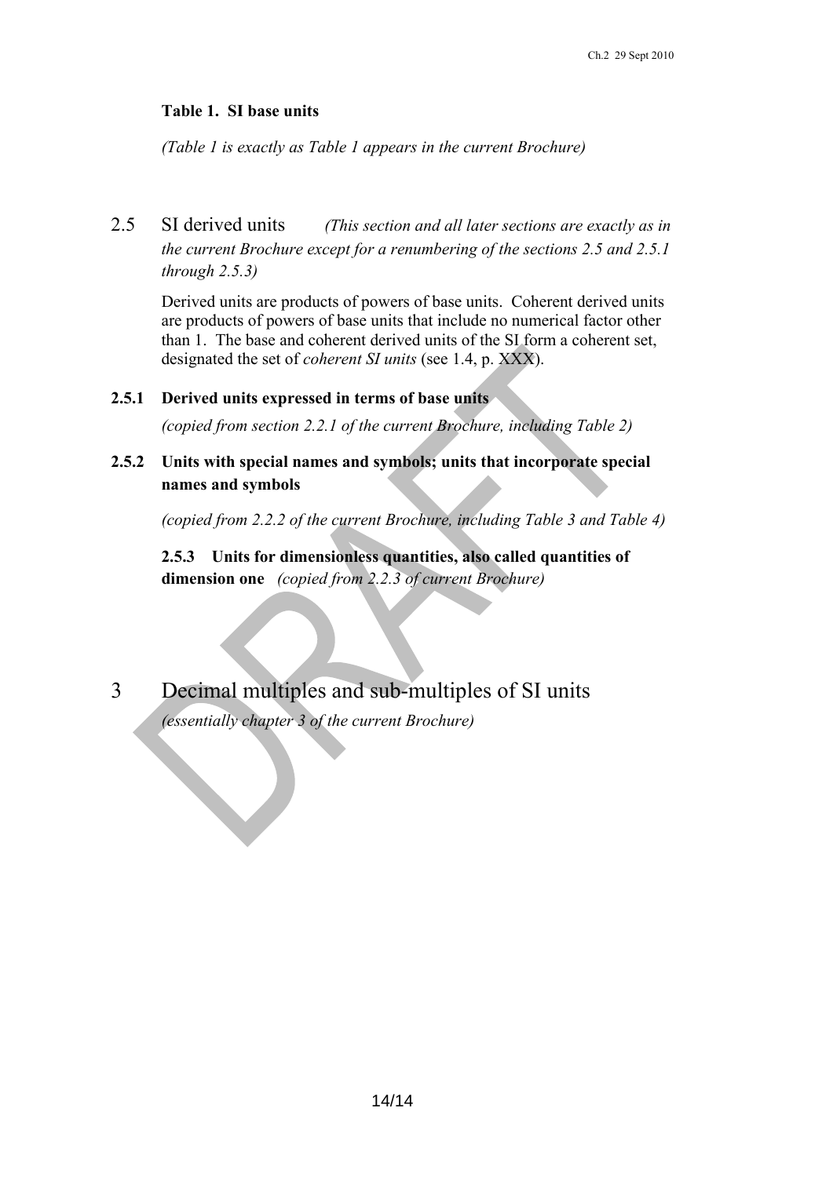**Table 1. SI base units**

*(Table 1 is exactly as Table 1 appears in the current Brochure)*

## 2.5 SI derived units

*(This section and all later sections are exactly as in the current Brochure except for a renumbering of the sections 2.5 and 2.5.1 through 2.5.3)*

Derived units are products of powers of base units. Coherent derived units are products of powers of base units that include no numerical factor other than 1. The base and coherent derived units of the SI form a coherent set, designated the set of *coherent SI units* (see 1.4, p. XXX).

### 2.5.1 Derived units expressed in terms of base units

*(copied from section 2.2.1 of the current Brochure, including Table 2)*

### 2.5.2 Units with special names and symbols; units that incorporate special names and symbols

*(copied from 2.2.2 of the current Brochure, including Table 3 and Table 4)*

**2.5.3 Units for dimensionless quantities, also called quantities of dimension one** *(copied from 2.2.3 of current Brochure)*

# 3 Decimal multiples and sub-multiples of SI units

*(essentially chapter 3 of the current Brochure)*